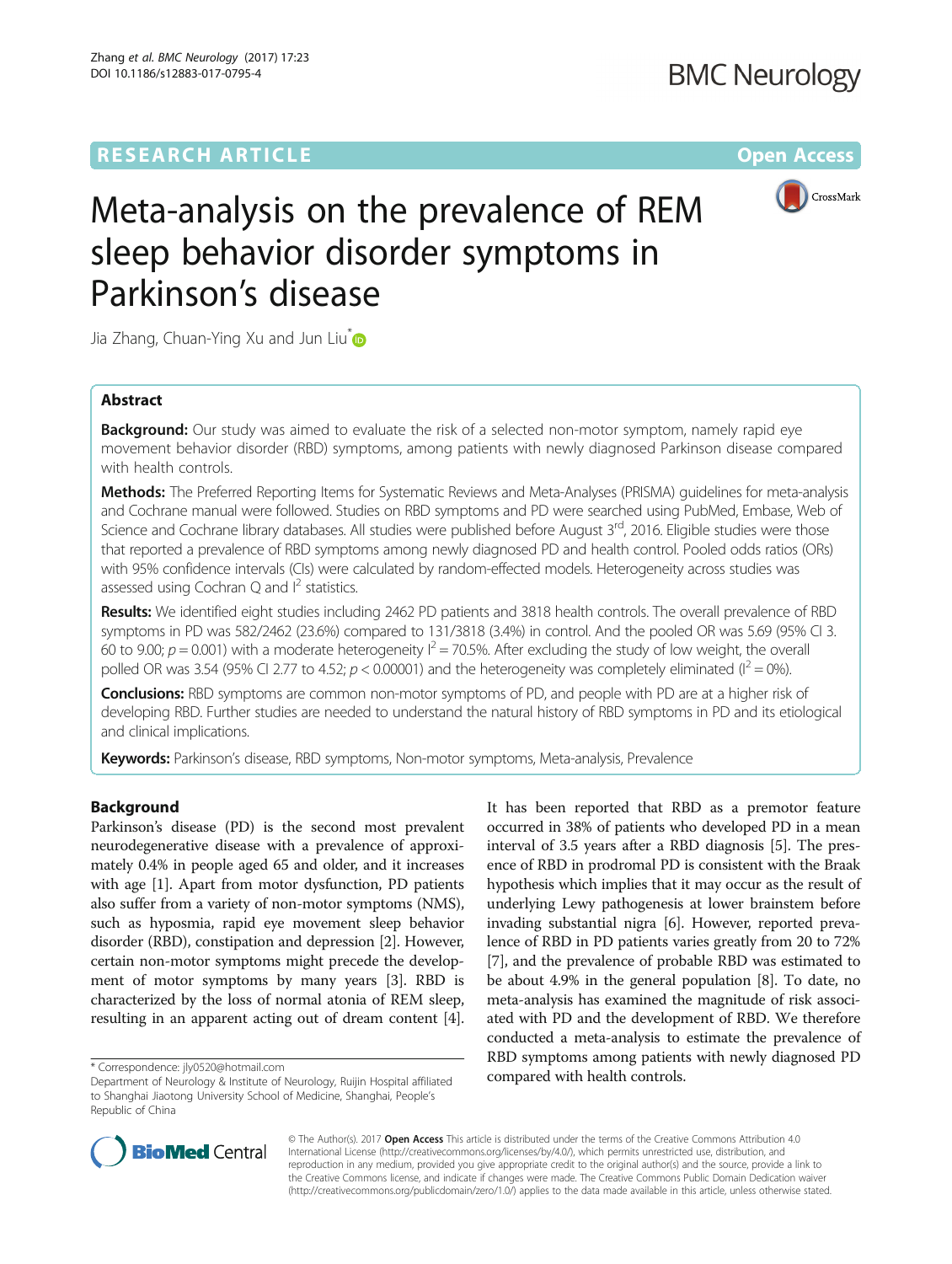RESEARCH ARTICLE

Open Access

# Meta-analysis on the prevalence of REM sleep behavior disorder symptoms in Parkinson's disease

Jia Zhang, Chuan-Ying Xu and Jun Liu*

## Abstract

**Background:** Our study was aimed to evaluate the risk of a selected non-motor symptom, namely rapid eye movement behavior disorder (RBD) symptoms, among patients with newly diagnosed Parkinson disease compared with health controls.

**Methods:** The Preferred Reporting Items for Systematic Reviews and Meta-Analyses (PRISMA) guidelines for meta-analysis and Cochrane manual were followed. Studies on RBD symptoms and PD were searched using PubMed, Embase, Web of Science and Cochrane library databases. All studies were published before August 3rd, 2016. Eligible studies were those that reported a prevalence of RBD symptoms among newly diagnosed PD and health control. Pooled odds ratios (ORs) with 95% confidence intervals (CIs) were calculated by random-effected models. Heterogeneity across studies was assessed using Cochran Q and $I^2$ statistics.

**Results:** We identified eight studies including 2462 PD patients and 3818 health controls. The overall prevalence of RBD symptoms in PD was 582/2462 (23.6%) compared to 131/3818 (3.4%) in control. And the pooled OR was 5.69 (95% CI 3.60 to 9.00; $p = 0.001$) with a moderate heterogeneity $I^2 = 70.5\%$. After excluding the study of low weight, the overall polled OR was 3.54 (95% CI 2.77 to 4.52; $p < 0.00001$) and the heterogeneity was completely eliminated ($I^2 = 0\%$).

**Conclusions:** RBD symptoms are common non-motor symptoms of PD, and people with PD are at a higher risk of developing RBD. Further studies are needed to understand the natural history of RBD symptoms in PD and its etiological and clinical implications.

**Keywords:** Parkinson's disease, RBD symptoms, Non-motor symptoms, Meta-analysis, Prevalence

## Background

Parkinson's disease (PD) is the second most prevalent neurodegenerative disease with a prevalence of approximately 0.4% in people aged 65 and older, and it increases with age [1]. Apart from motor dysfunction, PD patients also suffer from a variety of non-motor symptoms (NMS), such as hyposmia, rapid eye movement sleep behavior disorder (RBD), constipation and depression [2]. However, certain non-motor symptoms might precede the development of motor symptoms by many years [3]. RBD is characterized by the loss of normal atonia of REM sleep, resulting in an apparent acting out of dream content [4]. It has been reported that RBD as a premotor feature occurred in 38% of patients who developed PD in a mean interval of 3.5 years after a RBD diagnosis [5]. The presence of RBD in prodromal PD is consistent with the Braak hypothesis which implies that it may occur as the result of underlying Lewy pathogenesis at lower brainstem before invading substantial nigra [6]. However, reported prevalence of RBD in PD patients varies greatly from 20 to 72% [7], and the prevalence of probable RBD was estimated to be about 4.9% in the general population [8]. To date, no meta-analysis has examined the magnitude of risk associated with PD and the development of RBD. We therefore conducted a meta-analysis to estimate the prevalence of RBD symptoms among patients with newly diagnosed PD compared with health controls.

* Correspondence: jly0520@hotmail.com
Department of Neurology & Institute of Neurology, Ruijin Hospital affiliated to Shanghai Jiaotong University School of Medicine, Shanghai, People's Republic of China

© The Author(s). 2017 **Open Access** This article is distributed under the terms of the Creative Commons Attribution 4.0 International License (http://creativecommons.org/licenses/by/4.0/), which permits unrestricted use, distribution, and reproduction in any medium, provided you give appropriate credit to the original author(s) and the source, provide a link to the Creative Commons license, and indicate if changes were made. The Creative Commons Public Domain Dedication waiver (http://creativecommons.org/publicdomain/zero/1.0/) applies to the data made available in this article, unless otherwise stated.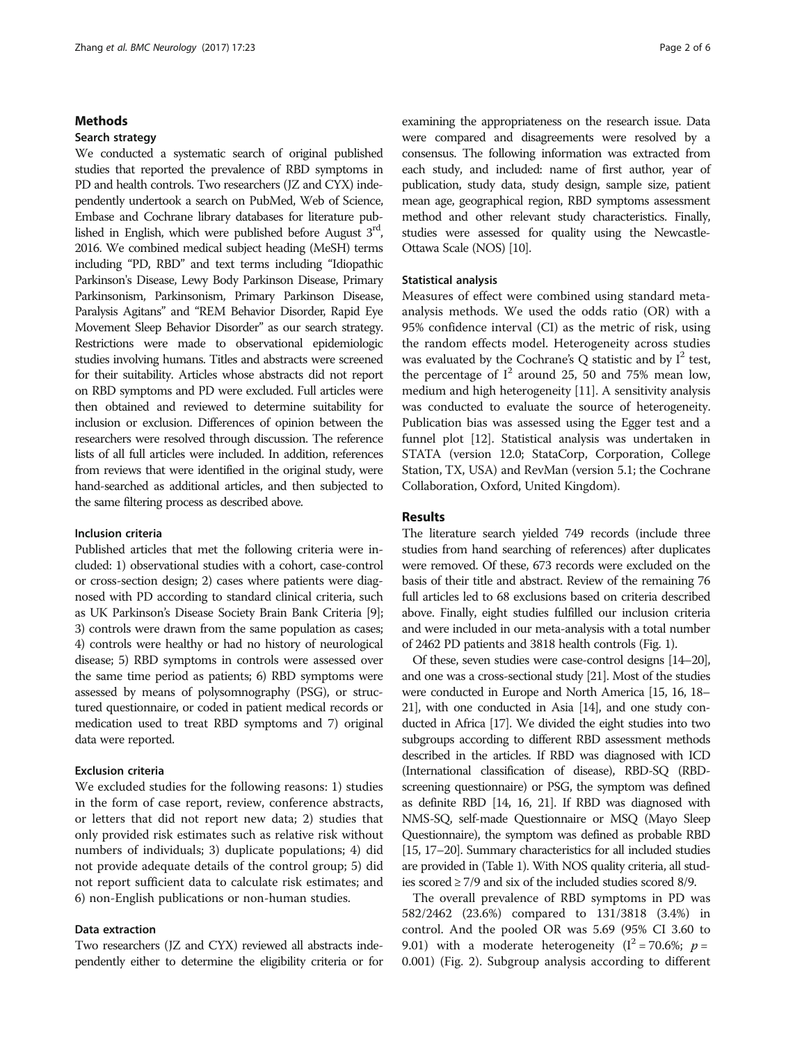## Methods

### Search strategy

We conducted a systematic search of original published studies that reported the prevalence of RBD symptoms in PD and health controls. Two researchers (JZ and CYX) independently undertook a search on PubMed, Web of Science, Embase and Cochrane library databases for literature published in English, which were published before August 3[rd], 2016. We combined medical subject heading (MeSH) terms including "PD, RBD" and text terms including "Idiopathic Parkinson's Disease, Lewy Body Parkinson Disease, Primary Parkinsonism, Parkinsonism, Primary Parkinson Disease, Paralysis Agitans" and "REM Behavior Disorder, Rapid Eye Movement Sleep Behavior Disorder" as our search strategy. Restrictions were made to observational epidemiologic studies involving humans. Titles and abstracts were screened for their suitability. Articles whose abstracts did not report on RBD symptoms and PD were excluded. Full articles were then obtained and reviewed to determine suitability for inclusion or exclusion. Differences of opinion between the researchers were resolved through discussion. In addition, the reference lists of all full articles were included. In addition, references from reviews that were identified in the original study, were hand-searched as additional articles, and then subjected to the same filtering process as described above.

### Inclusion criteria

Published articles that met the following criteria were included: 1) observational studies with a cohort, case-control or cross-section design; 2) cases where patients were diagnosed with PD according to standard clinical criteria, such as UK Parkinson's Disease Society Brain Bank Criteria [9]; 3) controls were drawn from the same population as cases; 4) controls were healthy or had no history of neurological disease; 5) RBD symptoms in controls were assessed over the same time period as patients; 6) RBD symptoms were assessed by means of polysomnography (PSG), or structured questionnaire, or coded in patient medical records or medication used to treat RBD symptoms and 7) original data were reported.

### Exclusion criteria

We excluded studies for the following reasons: 1) studies in the form of case report, review, conference abstracts, or letters that did not report new data; 2) studies that only provided risk estimates such as relative risk without numbers of individuals; 3) duplicate populations; 4) did not provide adequate details of the control group; 5) did not report sufficient data to calculate risk estimates; and 6) non-English publications or non-human studies.

### Data extraction

Two researchers (JZ and CYX) reviewed all abstracts independently either to determine the eligibility criteria or for examining the appropriateness on the research issue. Data were compared and disagreements were resolved by a consensus. The following information was extracted from each study, and included: name of first author, year of publication, study data, study design, sample size, patient mean age, geographical region, RBD symptoms assessment method and other relevant study characteristics. Finally, studies were assessed for quality using the Newcastle-Ottawa Scale (NOS) [10].

### Statistical analysis

Measures of effect were combined using standard meta-analysis methods. We used the odds ratio (OR) with a 95% confidence interval (CI) as the metric of risk, using the random effects model. Heterogeneity across studies was evaluated by the Cochrane's Q statistic and by $I^2$ test, the percentage of $I^2$ around 25, 50 and 75% mean low, medium and high heterogeneity [11]. A sensitivity analysis was conducted to evaluate the source of heterogeneity. Publication bias was assessed using the Egger test and a funnel plot [12]. Statistical analysis was undertaken in STATA (version 12.0; StataCorp, Corporation, College Station, TX, USA) and RevMan (version 5.1; the Cochrane Collaboration, Oxford, United Kingdom).

## Results

The literature search yielded 749 records (include three studies from hand searching of references) after duplicates were removed. Of these, 673 records were excluded on the basis of their title and abstract. Review of the remaining 76 full articles led to 68 exclusions based on criteria described above. Finally, eight studies fulfilled our inclusion criteria and were included in our meta-analysis with a total number of 2462 PD patients and 3818 health controls (Fig. 1).

Of these, seven studies were case-control designs [14–20], and one was a cross-sectional study [21]. Most of the studies were conducted in Europe and North America [15, 16, 18–21], with one conducted in Asia [14], and one study conducted in Africa [17]. We divided the eight studies into two subgroups according to different RBD assessment methods described in the articles. If RBD was diagnosed with ICD (International classification of disease), RBD-SQ (RBD-screening questionnaire) or PSG, the symptom was defined as definite RBD [14, 16, 21]. If RBD was diagnosed with NMS-SQ, self-made Questionnaire or MSQ (Mayo Sleep Questionnaire), the symptom was defined as probable RBD [15, 17–20]. Summary characteristics for all included studies are provided in (Table 1). With NOS quality criteria, all studies scored ≥ 7/9 and six of the included studies scored 8/9.

The overall prevalence of RBD symptoms in PD was 582/2462 (23.6%) compared to 131/3818 (3.4%) in control. And the pooled OR was 5.69 (95% CI 3.60 to 9.01) with a moderate heterogeneity ($I^2 = 70.6\%$; $p = 0.001$) (Fig. 2). Subgroup analysis according to different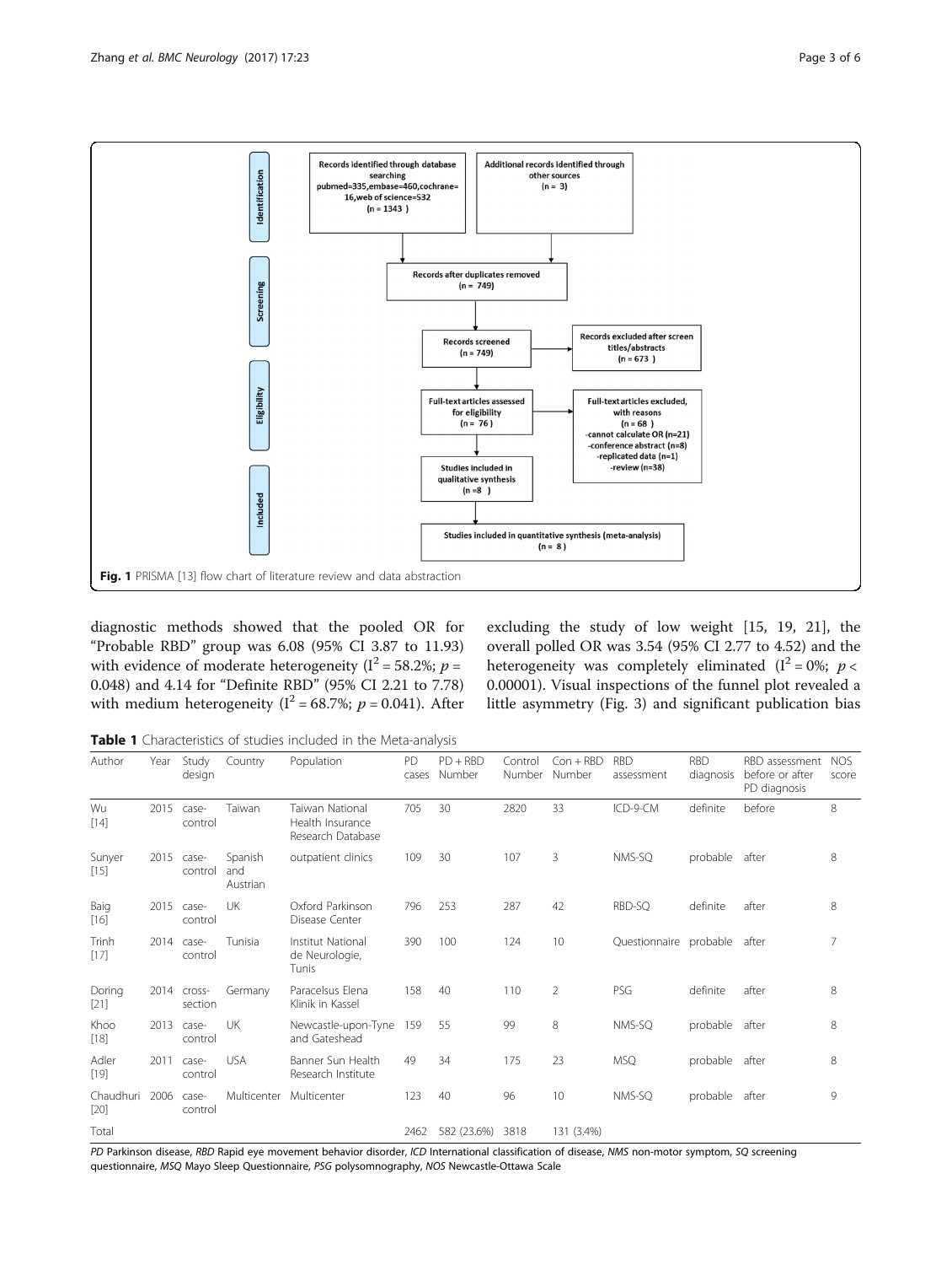**Fig. 1** PRISMA [13] flow chart of literature review and data abstraction

diagnostic methods showed that the pooled OR for "Probable RBD" group was 6.08 (95% CI 3.87 to 11.93) with evidence of moderate heterogeneity ($I^2 = 58.2\%$; $p = 0.048$) and 4.14 for "Definite RBD" (95% CI 2.21 to 7.78) with medium heterogeneity ($I^2 = 68.7\%$; $p = 0.041$). After excluding the study of low weight [15, 19, 21], the overall polled OR was 3.54 (95% CI 2.77 to 4.52) and the heterogeneity was completely eliminated ($I^2 = 0\%$; $p < 0.00001$). Visual inspections of the funnel plot revealed a little asymmetry (Fig. 3) and significant publication bias

**Table 1** Characteristics of studies included in the Meta-analysis

| Author | Year | Study design | Country | Population | PD cases | PD + RBD Number | Control Number | Con + RBD Number | RBD assessment | RBD diagnosis | RBD assessment before or after PD diagnosis | NOS score |
|---|---|---|---|---|---|---|---|---|---|---|---|---|
| Wu [14] | 2015 | case-control | Taiwan | Taiwan National Health Insurance Research Database | 705 | 30 | 2820 | 33 | ICD-9-CM | definite | before | 8 |
| Sunyer [15] | 2015 | case-control | Spanish and Austrian | outpatient clinics | 109 | 30 | 107 | 3 | NMS-SQ | probable | after | 8 |
| Baig [16] | 2015 | case-control | UK | Oxford Parkinson Disease Center | 796 | 253 | 287 | 42 | RBD-SQ | definite | after | 8 |
| Trinh [17] | 2014 | case-control | Tunisia | Institut National de Neurologie, Tunis | 390 | 100 | 124 | 10 | Questionnaire | probable | after | 7 |
| Doring [21] | 2014 | cross-section | Germany | Paracelsus Elena Klinik in Kassel | 158 | 40 | 110 | 2 | PSG | definite | after | 8 |
| Khoo [18] | 2013 | case-control | UK | Newcastle-upon-Tyne and Gateshead | 159 | 55 | 99 | 8 | NMS-SQ | probable | after | 8 |
| Adler [19] | 2011 | case-control | USA | Banner Sun Health Research Institute | 49 | 34 | 175 | 23 | MSQ | probable | after | 8 |
| Chaudhuri [20] | 2006 | case-control | Multicenter | Multicenter | 123 | 40 | 96 | 10 | NMS-SQ | probable | after | 9 |
| Total | | | | | 2462 | 582 (23.6%) | 3818 | 131 (3.4%) | | | | |

*PD* Parkinson disease, *RBD* Rapid eye movement behavior disorder, *ICD* International classification of disease, *NMS* non-motor symptom, *SQ* screening questionnaire, *MSQ* Mayo Sleep Questionnaire, *PSG* polysomnography, *NOS* Newcastle-Ottawa Scale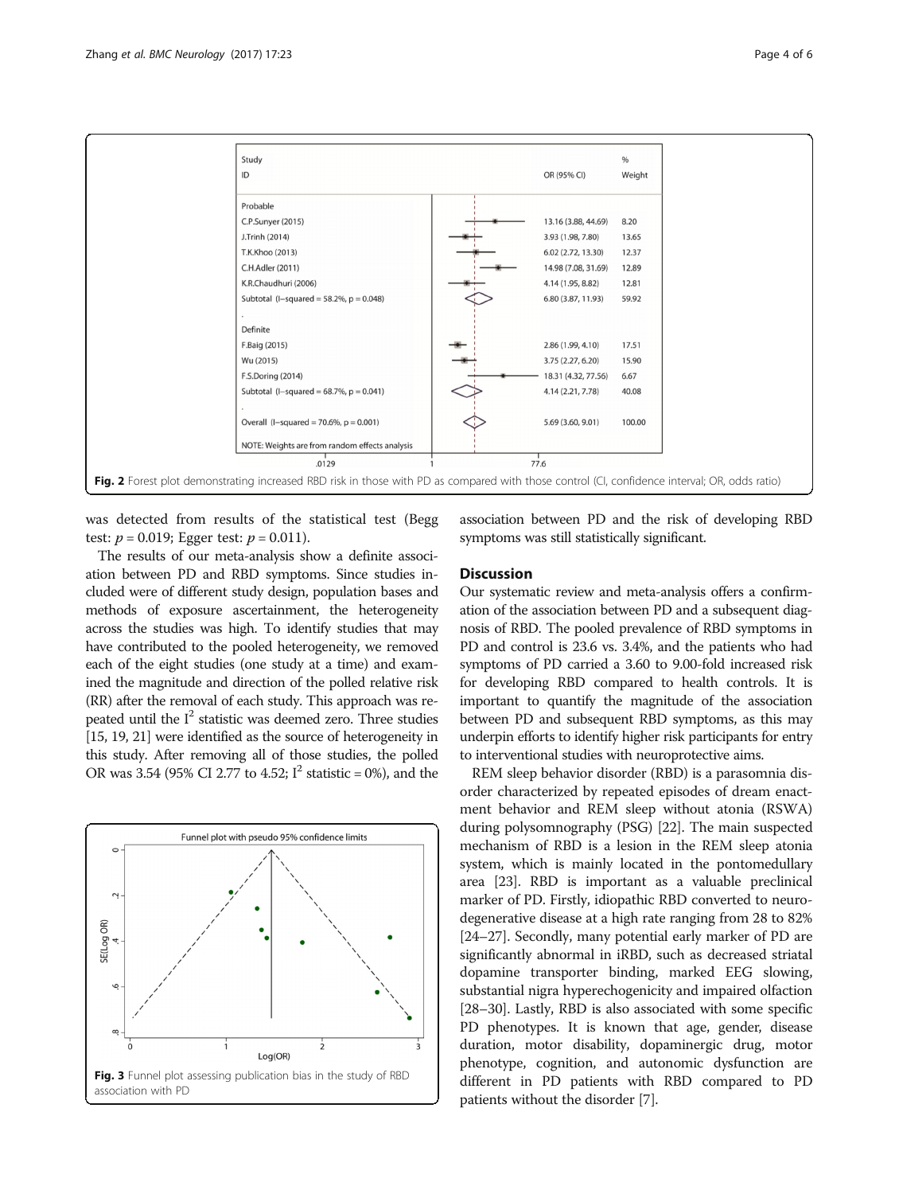| Study ID | OR (95% CI) | % Weight |
|---|---|---|
| Probable | | |
| C.P.Sunyer (2015) | 13.16 (3.88, 44.69) | 8.20 |
| J.Trinh (2014) | 3.93 (1.98, 7.80) | 13.65 |
| T.K.Khoo (2013) | 6.02 (2.72, 13.30) | 12.37 |
| C.H.Adler (2011) | 14.98 (7.08, 31.69) | 12.89 |
| K.R.Chaudhuri (2006) | 4.14 (1.95, 8.82) | 12.81 |
| Subtotal (I–squared = 58.2%, p = 0.048) | 6.80 (3.87, 11.93) | 59.92 |
| Definite | | |
| F.Baig (2015) | 2.86 (1.99, 4.10) | 17.51 |
| Wu (2015) | 3.75 (2.27, 6.20) | 15.90 |
| F.S.Doring (2014) | 18.31 (4.32, 77.56) | 6.67 |
| Subtotal (I–squared = 68.7%, p = 0.041) | 4.14 (2.21, 7.78) | 40.08 |
| Overall (I–squared = 70.6%, p = 0.001) | 5.69 (3.60, 9.01) | 100.00 |

NOTE: Weights are from random effects analysis

**Fig. 2** Forest plot demonstrating increased RBD risk in those with PD as compared with those control (CI, confidence interval; OR, odds ratio)

was detected from results of the statistical test (Begg test: $p = 0.019$; Egger test: $p = 0.011$).

The results of our meta-analysis show a definite association between PD and RBD symptoms. Since studies included were of different study design, population bases and methods of exposure ascertainment, the heterogeneity across the studies was high. To identify studies that may have contributed to the pooled heterogeneity, we removed each of the eight studies (one study at a time) and examined the magnitude and direction of the polled relative risk (RR) after the removal of each study. This approach was repeated until the $I^2$ statistic was deemed zero. Three studies [15, 19, 21] were identified as the source of heterogeneity in this study. After removing all of those studies, the polled OR was 3.54 (95% CI 2.77 to 4.52; $I^2$ statistic = 0%), and the association between PD and the risk of developing RBD symptoms was still statistically significant.

**Fig. 3** Funnel plot assessing publication bias in the study of RBD association with PD

## Discussion

Our systematic review and meta-analysis offers a confirmation of the association between PD and a subsequent diagnosis of RBD. The pooled prevalence of RBD symptoms in PD and control is 23.6 vs. 3.4%, and the patients who had symptoms of PD carried a 3.60 to 9.00-fold increased risk for developing RBD compared to health controls. It is important to quantify the magnitude of the association between PD and subsequent RBD symptoms, as this may underpin efforts to identify higher risk participants for entry to interventional studies with neuroprotective aims.

REM sleep behavior disorder (RBD) is a parasomnia disorder characterized by repeated episodes of dream enactment behavior and REM sleep without atonia (RSWA) during polysomnography (PSG) [22]. The main suspected mechanism of RBD is a lesion in the REM sleep atonia system, which is mainly located in the pontomedullary area [23]. RBD is important as a valuable preclinical marker of PD. Firstly, idiopathic RBD converted to neurodegenerative disease at a high rate ranging from 28 to 82% [24–27]. Secondly, many potential early marker of PD are significantly abnormal in iRBD, such as decreased striatal dopamine transporter binding, marked EEG slowing, substantial nigra hyperechogenicity and impaired olfaction [28–30]. Lastly, RBD is also associated with some specific PD phenotypes. It is known that age, gender, disease duration, motor disability, dopaminergic drug, motor phenotype, cognition, and autonomic dysfunction are different in PD patients with RBD compared to PD patients without the disorder [7].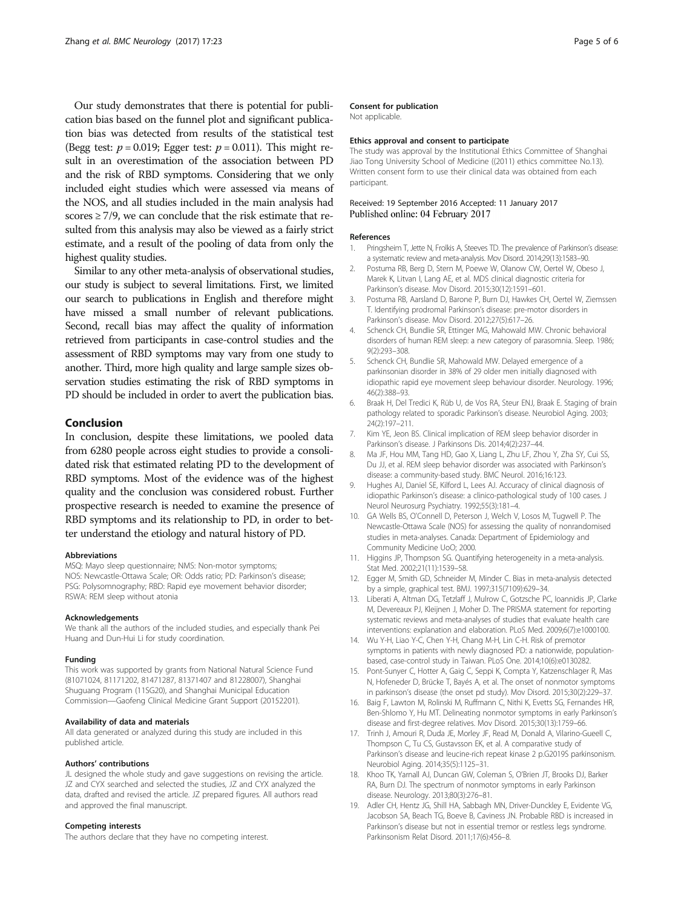Our study demonstrates that there is potential for publication bias based on the funnel plot and significant publication bias was detected from results of the statistical test (Begg test: $p = 0.019$; Egger test: $p = 0.011$). This might result in an overestimation of the association between PD and the risk of RBD symptoms. Considering that we only included eight studies which were assessed via means of the NOS, and all studies included in the main analysis had scores ≥ 7/9, we can conclude that the risk estimate that resulted from this analysis may also be viewed as a fairly strict estimate, and a result of the pooling of data from only the highest quality studies.

Similar to any other meta-analysis of observational studies, our study is subject to several limitations. First, we limited our search to publications in English and therefore might have missed a small number of relevant publications. Second, recall bias may affect the quality of information retrieved from participants in case-control studies and the assessment of RBD symptoms may vary from one study to another. Third, more high quality and large sample sizes observation studies estimating the risk of RBD symptoms in PD should be included in order to avert the publication bias.

## Conclusion

In conclusion, despite these limitations, we pooled data from 6280 people across eight studies to provide a consolidated risk that estimated relating PD to the development of RBD symptoms. Most of the evidence was of the highest quality and the conclusion was considered robust. Further prospective research is needed to examine the presence of RBD symptoms and its relationship to PD, in order to better understand the etiology and natural history of PD.

#### Abbreviations

MSQ: Mayo sleep questionnaire; NMS: Non-motor symptoms; NOS: Newcastle-Ottawa Scale; OR: Odds ratio; PD: Parkinson's disease; PSG: Polysomnography; RBD: Rapid eye movement behavior disorder; RSWA: REM sleep without atonia

#### Acknowledgements

We thank all the authors of the included studies, and especially thank Pei Huang and Dun-Hui Li for study coordination.

#### Funding

This work was supported by grants from National Natural Science Fund (81071024, 81171202, 81471287, 81371407 and 81228007), Shanghai Shuguang Program (11SG20), and Shanghai Municipal Education Commission—Gaofeng Clinical Medicine Grant Support (20152201).

#### Availability of data and materials

All data generated or analyzed during this study are included in this published article.

#### Authors' contributions

JL designed the whole study and gave suggestions on revising the article. JZ and CYX searched and selected the studies, JZ and CYX analyzed the data, drafted and revised the article. JZ prepared figures. All authors read and approved the final manuscript.

#### Competing interests

The authors declare that they have no competing interest.

#### Consent for publication

Not applicable.

#### Ethics approval and consent to participate

The study was approval by the Institutional Ethics Committee of Shanghai Jiao Tong University School of Medicine ((2011) ethics committee No.13). Written consent form to use their clinical data was obtained from each participant.

Received: 19 September 2016 Accepted: 11 January 2017
Published online: 04 February 2017

#### References

1. Pringsheim T, Jette N, Frolkis A, Steeves TD. The prevalence of Parkinson's disease: a systematic review and meta-analysis. Mov Disord. 2014;29(13):1583–90.
2. Postuma RB, Berg D, Stern M, Poewe W, Olanow CW, Oertel W, Obeso J, Marek K, Litvan I, Lang AE, et al. MDS clinical diagnostic criteria for Parkinson's disease. Mov Disord. 2015;30(12):1591–601.
3. Postuma RB, Aarsland D, Barone P, Burn DJ, Hawkes CH, Oertel W, Ziemssen T. Identifying prodromal Parkinson's disease: pre-motor disorders in Parkinson's disease. Mov Disord. 2012;27(5):617–26.
4. Schenck CH, Bundlie SR, Ettinger MG, Mahowald MW. Chronic behavioral disorders of human REM sleep: a new category of parasomnia. Sleep. 1986; 9(2):293–308.
5. Schenck CH, Bundlie SR, Mahowald MW. Delayed emergence of a parkinsonian disorder in 38% of 29 older men initially diagnosed with idiopathic rapid eye movement sleep behaviour disorder. Neurology. 1996; 46(2):388–93.
6. Braak H, Del Tredici K, Rüb U, de Vos RA, Steur ENJ, Braak E. Staging of brain pathology related to sporadic Parkinson's disease. Neurobiol Aging. 2003; 24(2):197–211.
7. Kim YE, Jeon BS. Clinical implication of REM sleep behavior disorder in Parkinson's disease. J Parkinsons Dis. 2014;4(2):237–44.
8. Ma JF, Hou MM, Tang HD, Gao X, Liang L, Zhu LF, Zhou Y, Zha SY, Cui SS, Du JJ, et al. REM sleep behavior disorder was associated with Parkinson's disease: a community-based study. BMC Neurol. 2016;16:123.
9. Hughes AJ, Daniel SE, Kilford L, Lees AJ. Accuracy of clinical diagnosis of idiopathic Parkinson's disease: a clinico-pathological study of 100 cases. J Neurol Neurosurg Psychiatry. 1992;55(3):181–4.
10. GA Wells BS, O'Connell D, Peterson J, Welch V, Losos M, Tugwell P. The Newcastle-Ottawa Scale (NOS) for assessing the quality of nonrandomised studies in meta-analyses. Canada: Department of Epidemiology and Community Medicine UoO; 2000.
11. Higgins JP, Thompson SG. Quantifying heterogeneity in a meta-analysis. Stat Med. 2002;21(11):1539–58.
12. Egger M, Smith GD, Schneider M, Minder C. Bias in meta-analysis detected by a simple, graphical test. BMJ. 1997;315(7109):629–34.
13. Liberati A, Altman DG, Tetzlaff J, Mulrow C, Gotzsche PC, Ioannidis JP, Clarke M, Devereaux PJ, Kleijnen J, Moher D. The PRISMA statement for reporting systematic reviews and meta-analyses of studies that evaluate health care interventions: explanation and elaboration. PLoS Med. 2009;6(7):e1000100.
14. Wu Y-H, Liao Y-C, Chen Y-H, Chang M-H, Lin C-H. Risk of premotor symptoms in patients with newly diagnosed PD: a nationwide, population-based, case-control study in Taiwan. PLoS One. 2014;10(6):e0130282.
15. Pont-Sunyer C, Hotter A, Gaig C, Seppi K, Compta Y, Katzenschlager R, Mas N, Hofeneder D, Brücke T, Bayés A, et al. The onset of nonmotor symptoms in parkinson's disease (the onset pd study). Mov Disord. 2015;30(2):229–37.
16. Baig F, Lawton M, Rolinski M, Ruffmann C, Nithi K, Evetts SG, Fernandes HR, Ben-Shlomo Y, Hu MT. Delineating nonmotor symptoms in early Parkinson's disease and first-degree relatives. Mov Disord. 2015;30(13):1759–66.
17. Trinh J, Amouri R, Duda JE, Morley JF, Read M, Donald A, Vilarino-Gueell C, Thompson C, Tu CS, Gustavsson EK, et al. A comparative study of Parkinson's disease and leucine-rich repeat kinase 2 p.G2019S parkinsonism. Neurobiol Aging. 2014;35(5):1125–31.
18. Khoo TK, Yarnall AJ, Duncan GW, Coleman S, O'Brien JT, Brooks DJ, Barker RA, Burn DJ. The spectrum of nonmotor symptoms in early Parkinson disease. Neurology. 2013;80(3):276–81.
19. Adler CH, Hentz JG, Shill HA, Sabbagh MN, Driver-Dunckley E, Evidente VG, Jacobson SA, Beach TG, Boeve B, Caviness JN. Probable RBD is increased in Parkinson's disease but not in essential tremor or restless legs syndrome. Parkinsonism Relat Disord. 2011;17(6):456–8.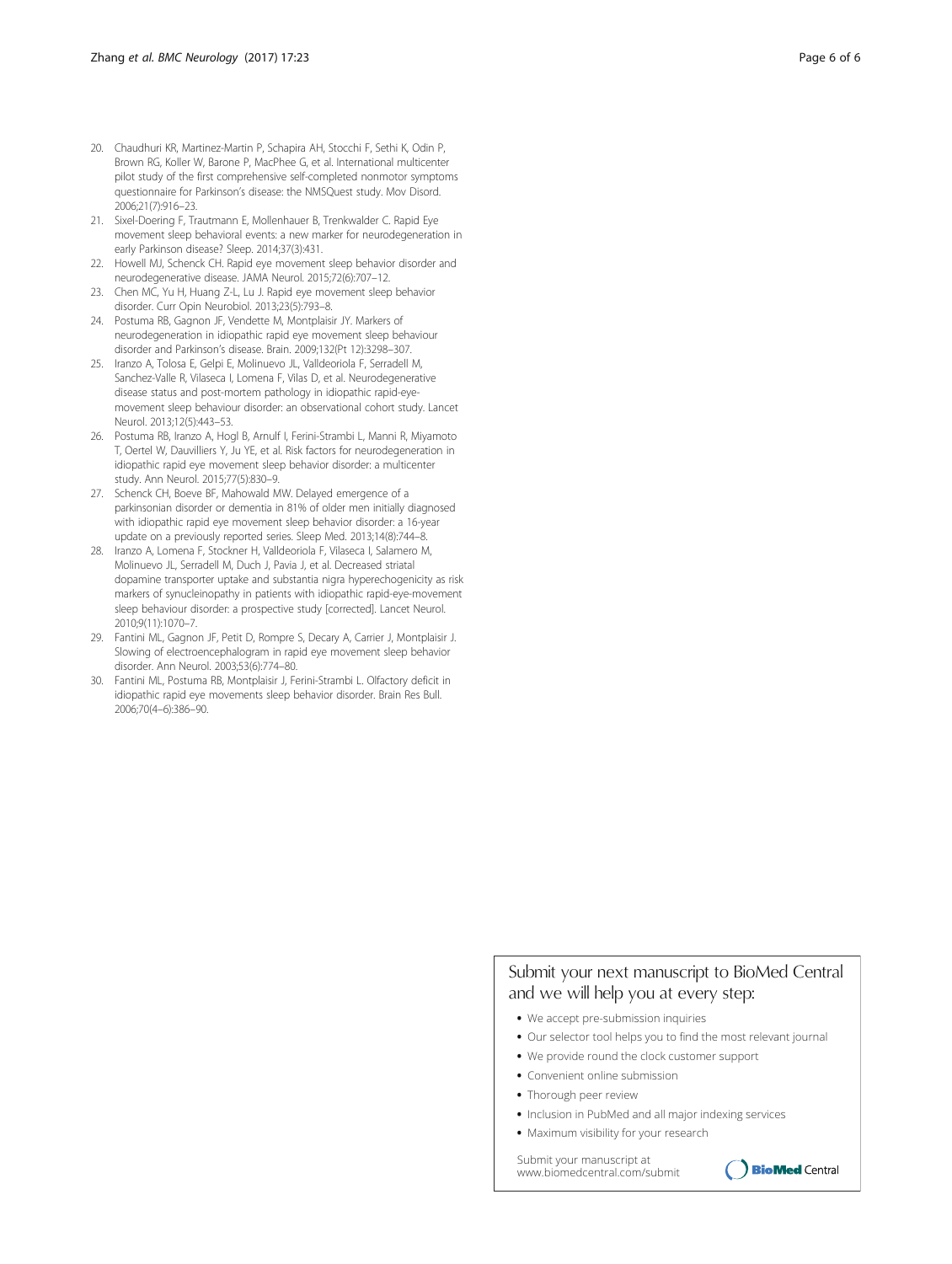20. Chaudhuri KR, Martinez-Martin P, Schapira AH, Stocchi F, Sethi K, Odin P, Brown RG, Koller W, Barone P, MacPhee G, et al. International multicenter pilot study of the first comprehensive self-completed nonmotor symptoms questionnaire for Parkinson's disease: the NMSQuest study. Mov Disord. 2006;21(7):916–23.
21. Sixel-Doering F, Trautmann E, Mollenhauer B, Trenkwalder C. Rapid Eye movement sleep behavioral events: a new marker for neurodegeneration in early Parkinson disease? Sleep. 2014;37(3):431.
22. Howell MJ, Schenck CH. Rapid eye movement sleep behavior disorder and neurodegenerative disease. JAMA Neurol. 2015;72(6):707–12.
23. Chen MC, Yu H, Huang Z-L, Lu J. Rapid eye movement sleep behavior disorder. Curr Opin Neurobiol. 2013;23(5):793–8.
24. Postuma RB, Gagnon JF, Vendette M, Montplaisir JY. Markers of neurodegeneration in idiopathic rapid eye movement sleep behaviour disorder and Parkinson's disease. Brain. 2009;132(Pt 12):3298–307.
25. Iranzo A, Tolosa E, Gelpi E, Molinuevo JL, Valldeoriola F, Serradell M, Sanchez-Valle R, Vilaseca I, Lomena F, Vilas D, et al. Neurodegenerative disease status and post-mortem pathology in idiopathic rapid-eye-movement sleep behaviour disorder: an observational cohort study. Lancet Neurol. 2013;12(5):443–53.
26. Postuma RB, Iranzo A, Hogl B, Arnulf I, Ferini-Strambi L, Manni R, Miyamoto T, Oertel W, Dauvilliers Y, Ju YE, et al. Risk factors for neurodegeneration in idiopathic rapid eye movement sleep behavior disorder: a multicenter study. Ann Neurol. 2015;77(5):830–9.
27. Schenck CH, Boeve BF, Mahowald MW. Delayed emergence of a parkinsonian disorder or dementia in 81% of older men initially diagnosed with idiopathic rapid eye movement sleep behavior disorder: a 16-year update on a previously reported series. Sleep Med. 2013;14(8):744–8.
28. Iranzo A, Lomena F, Stockner H, Valldeoriola F, Vilaseca I, Salamero M, Molinuevo JL, Serradell M, Duch J, Pavia J, et al. Decreased striatal dopamine transporter uptake and substantia nigra hyperechogenicity as risk markers of synucleinopathy in patients with idiopathic rapid-eye-movement sleep behaviour disorder: a prospective study [corrected]. Lancet Neurol. 2010;9(11):1070–7.
29. Fantini ML, Gagnon JF, Petit D, Rompre S, Decary A, Carrier J, Montplaisir J. Slowing of electroencephalogram in rapid eye movement sleep behavior disorder. Ann Neurol. 2003;53(6):774–80.
30. Fantini ML, Postuma RB, Montplaisir J, Ferini-Strambi L. Olfactory deficit in idiopathic rapid eye movements sleep behavior disorder. Brain Res Bull. 2006;70(4–6):386–90.

Submit your next manuscript to BioMed Central and we will help you at every step:

- We accept pre-submission inquiries
- Our selector tool helps you to find the most relevant journal
- We provide round the clock customer support
- Convenient online submission
- Thorough peer review
- Inclusion in PubMed and all major indexing services
- Maximum visibility for your research

Submit your manuscript at www.biomedcentral.com/submit

BioMed Central